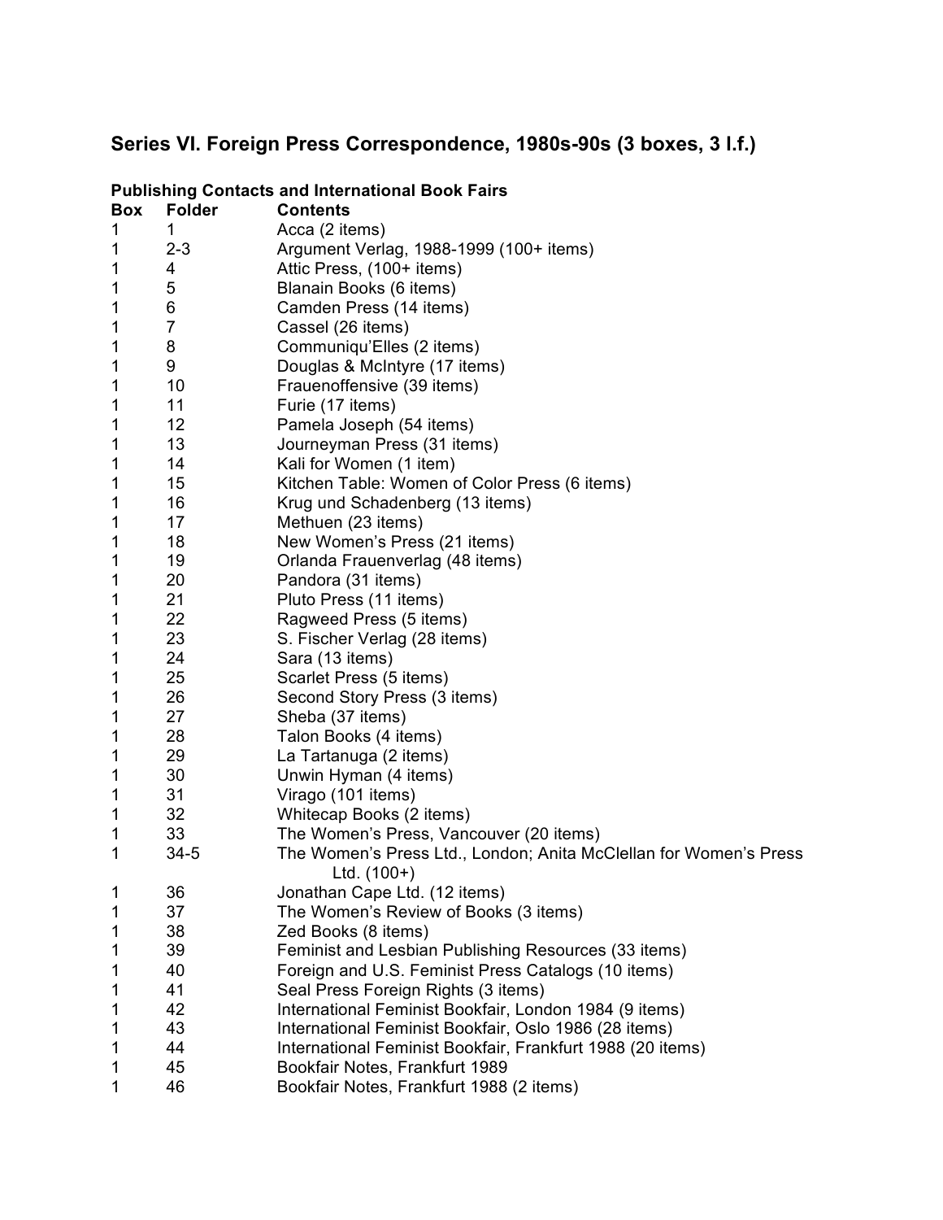## Series VI. Foreign Press Correspondence, 1980s-90s (3 boxes, 3 l.f.)

### Publishing Contacts and International Book Fairs

| Box | Folder | Contents |
|---|---|---|
| 1 | 1 | Acca (2 items) |
| 1 | 2-3 | Argument Verlag, 1988-1999 (100+ items) |
| 1 | 4 | Attic Press, (100+ items) |
| 1 | 5 | Blanain Books (6 items) |
| 1 | 6 | Camden Press (14 items) |
| 1 | 7 | Cassel (26 items) |
| 1 | 8 | Communiqu'Elles (2 items) |
| 1 | 9 | Douglas & McIntyre (17 items) |
| 1 | 10 | Frauenoffensive (39 items) |
| 1 | 11 | Furie (17 items) |
| 1 | 12 | Pamela Joseph (54 items) |
| 1 | 13 | Journeyman Press (31 items) |
| 1 | 14 | Kali for Women (1 item) |
| 1 | 15 | Kitchen Table: Women of Color Press (6 items) |
| 1 | 16 | Krug und Schadenberg (13 items) |
| 1 | 17 | Methuen (23 items) |
| 1 | 18 | New Women's Press (21 items) |
| 1 | 19 | Orlanda Frauenverlag (48 items) |
| 1 | 20 | Pandora (31 items) |
| 1 | 21 | Pluto Press (11 items) |
| 1 | 22 | Ragweed Press (5 items) |
| 1 | 23 | S. Fischer Verlag (28 items) |
| 1 | 24 | Sara (13 items) |
| 1 | 25 | Scarlet Press (5 items) |
| 1 | 26 | Second Story Press (3 items) |
| 1 | 27 | Sheba (37 items) |
| 1 | 28 | Talon Books (4 items) |
| 1 | 29 | La Tartanuga (2 items) |
| 1 | 30 | Unwin Hyman (4 items) |
| 1 | 31 | Virago (101 items) |
| 1 | 32 | Whitecap Books (2 items) |
| 1 | 33 | The Women's Press, Vancouver (20 items) |
| 1 | 34-5 | The Women's Press Ltd., London; Anita McClellan for Women's Press Ltd. (100+) |
| 1 | 36 | Jonathan Cape Ltd. (12 items) |
| 1 | 37 | The Women's Review of Books (3 items) |
| 1 | 38 | Zed Books (8 items) |
| 1 | 39 | Feminist and Lesbian Publishing Resources (33 items) |
| 1 | 40 | Foreign and U.S. Feminist Press Catalogs (10 items) |
| 1 | 41 | Seal Press Foreign Rights (3 items) |
| 1 | 42 | International Feminist Bookfair, London 1984 (9 items) |
| 1 | 43 | International Feminist Bookfair, Oslo 1986 (28 items) |
| 1 | 44 | International Feminist Bookfair, Frankfurt 1988 (20 items) |
| 1 | 45 | Bookfair Notes, Frankfurt 1989 |
| 1 | 46 | Bookfair Notes, Frankfurt 1988 (2 items) |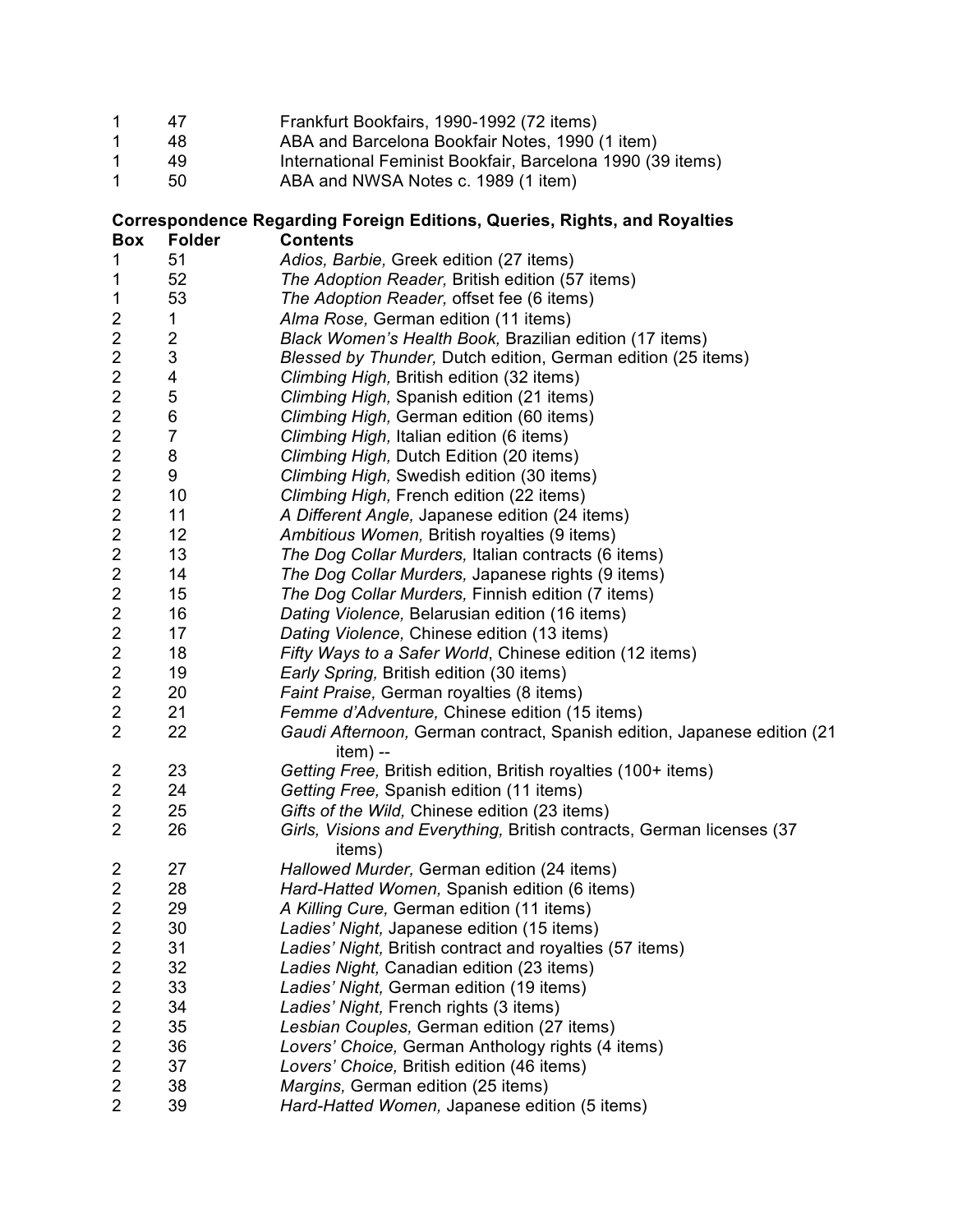| | | |
|---|---|---|
| 1 | 47 | Frankfurt Bookfairs, 1990-1992 (72 items) |
| 1 | 48 | ABA and Barcelona Bookfair Notes, 1990 (1 item) |
| 1 | 49 | International Feminist Bookfair, Barcelona 1990 (39 items) |
| 1 | 50 | ABA and NWSA Notes c. 1989 (1 item) |

**Correspondence Regarding Foreign Editions, Queries, Rights, and Royalties**

| Box | Folder | Contents |
|---|---|---|
| 1 | 51 | *Adios, Barbie,* Greek edition (27 items) |
| 1 | 52 | *The Adoption Reader,* British edition (57 items) |
| 1 | 53 | *The Adoption Reader,* offset fee (6 items) |
| 2 | 1 | *Alma Rose,* German edition (11 items) |
| 2 | 2 | *Black Women's Health Book,* Brazilian edition (17 items) |
| 2 | 3 | *Blessed by Thunder,* Dutch edition, German edition (25 items) |
| 2 | 4 | *Climbing High,* British edition (32 items) |
| 2 | 5 | *Climbing High,* Spanish edition (21 items) |
| 2 | 6 | *Climbing High,* German edition (60 items) |
| 2 | 7 | *Climbing High,* Italian edition (6 items) |
| 2 | 8 | *Climbing High,* Dutch Edition (20 items) |
| 2 | 9 | *Climbing High,* Swedish edition (30 items) |
| 2 | 10 | *Climbing High,* French edition (22 items) |
| 2 | 11 | *A Different Angle,* Japanese edition (24 items) |
| 2 | 12 | *Ambitious Women,* British royalties (9 items) |
| 2 | 13 | *The Dog Collar Murders,* Italian contracts (6 items) |
| 2 | 14 | *The Dog Collar Murders,* Japanese rights (9 items) |
| 2 | 15 | *The Dog Collar Murders,* Finnish edition (7 items) |
| 2 | 16 | *Dating Violence,* Belarusian edition (16 items) |
| 2 | 17 | *Dating Violence,* Chinese edition (13 items) |
| 2 | 18 | *Fifty Ways to a Safer World*, Chinese edition (12 items) |
| 2 | 19 | *Early Spring,* British edition (30 items) |
| 2 | 20 | *Faint Praise,* German royalties (8 items) |
| 2 | 21 | *Femme d'Adventure,* Chinese edition (15 items) |
| 2 | 22 | *Gaudi Afternoon,* German contract, Spanish edition, Japanese edition (21 item) -- |
| 2 | 23 | *Getting Free,* British edition, British royalties (100+ items) |
| 2 | 24 | *Getting Free,* Spanish edition (11 items) |
| 2 | 25 | *Gifts of the Wild,* Chinese edition (23 items) |
| 2 | 26 | *Girls, Visions and Everything,* British contracts, German licenses (37 items) |
| 2 | 27 | *Hallowed Murder,* German edition (24 items) |
| 2 | 28 | *Hard-Hatted Women,* Spanish edition (6 items) |
| 2 | 29 | *A Killing Cure,* German edition (11 items) |
| 2 | 30 | *Ladies' Night,* Japanese edition (15 items) |
| 2 | 31 | *Ladies' Night,* British contract and royalties (57 items) |
| 2 | 32 | *Ladies Night,* Canadian edition (23 items) |
| 2 | 33 | *Ladies' Night,* German edition (19 items) |
| 2 | 34 | *Ladies' Night,* French rights (3 items) |
| 2 | 35 | *Lesbian Couples,* German edition (27 items) |
| 2 | 36 | *Lovers' Choice,* German Anthology rights (4 items) |
| 2 | 37 | *Lovers' Choice,* British edition (46 items) |
| 2 | 38 | *Margins,* German edition (25 items) |
| 2 | 39 | *Hard-Hatted Women,* Japanese edition (5 items) |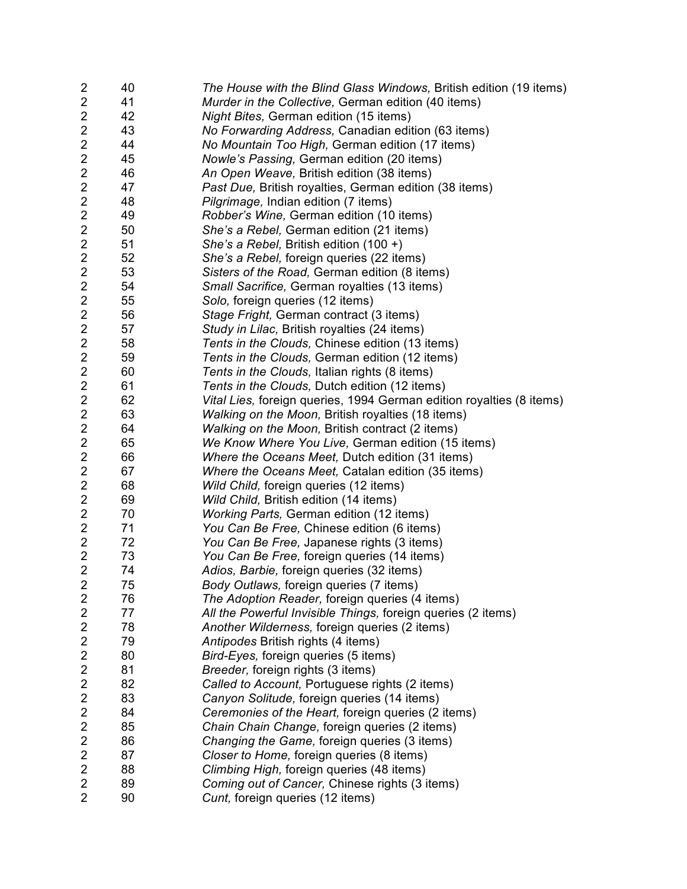| | | |
|---|---|---|
| 2 | 40 | *The House with the Blind Glass Windows,* British edition (19 items) |
| 2 | 41 | *Murder in the Collective,* German edition (40 items) |
| 2 | 42 | *Night Bites,* German edition (15 items) |
| 2 | 43 | *No Forwarding Address,* Canadian edition (63 items) |
| 2 | 44 | *No Mountain Too High,* German edition (17 items) |
| 2 | 45 | *Nowle's Passing,* German edition (20 items) |
| 2 | 46 | *An Open Weave,* British edition (38 items) |
| 2 | 47 | *Past Due,* British royalties, German edition (38 items) |
| 2 | 48 | *Pilgrimage,* Indian edition (7 items) |
| 2 | 49 | *Robber's Wine,* German edition (10 items) |
| 2 | 50 | *She's a Rebel,* German edition (21 items) |
| 2 | 51 | *She's a Rebel,* British edition (100 +) |
| 2 | 52 | *She's a Rebel,* foreign queries (22 items) |
| 2 | 53 | *Sisters of the Road,* German edition (8 items) |
| 2 | 54 | *Small Sacrifice,* German royalties (13 items) |
| 2 | 55 | *Solo,* foreign queries (12 items) |
| 2 | 56 | *Stage Fright,* German contract (3 items) |
| 2 | 57 | *Study in Lilac,* British royalties (24 items) |
| 2 | 58 | *Tents in the Clouds,* Chinese edition (13 items) |
| 2 | 59 | *Tents in the Clouds,* German edition (12 items) |
| 2 | 60 | *Tents in the Clouds,* Italian rights (8 items) |
| 2 | 61 | *Tents in the Clouds,* Dutch edition (12 items) |
| 2 | 62 | *Vital Lies,* foreign queries, 1994 German edition royalties (8 items) |
| 2 | 63 | *Walking on the Moon,* British royalties (18 items) |
| 2 | 64 | *Walking on the Moon,* British contract (2 items) |
| 2 | 65 | *We Know Where You Live,* German edition (15 items) |
| 2 | 66 | *Where the Oceans Meet,* Dutch edition (31 items) |
| 2 | 67 | *Where the Oceans Meet,* Catalan edition (35 items) |
| 2 | 68 | *Wild Child,* foreign queries (12 items) |
| 2 | 69 | *Wild Child,* British edition (14 items) |
| 2 | 70 | *Working Parts,* German edition (12 items) |
| 2 | 71 | *You Can Be Free,* Chinese edition (6 items) |
| 2 | 72 | *You Can Be Free,* Japanese rights (3 items) |
| 2 | 73 | *You Can Be Free,* foreign queries (14 items) |
| 2 | 74 | *Adios, Barbie,* foreign queries (32 items) |
| 2 | 75 | *Body Outlaws,* foreign queries (7 items) |
| 2 | 76 | *The Adoption Reader,* foreign queries (4 items) |
| 2 | 77 | *All the Powerful Invisible Things,* foreign queries (2 items) |
| 2 | 78 | *Another Wilderness,* foreign queries (2 items) |
| 2 | 79 | *Antipodes* British rights (4 items) |
| 2 | 80 | *Bird-Eyes,* foreign queries (5 items) |
| 2 | 81 | *Breeder,* foreign rights (3 items) |
| 2 | 82 | *Called to Account,* Portuguese rights (2 items) |
| 2 | 83 | *Canyon Solitude,* foreign queries (14 items) |
| 2 | 84 | *Ceremonies of the Heart,* foreign queries (2 items) |
| 2 | 85 | *Chain Chain Change,* foreign queries (2 items) |
| 2 | 86 | *Changing the Game,* foreign queries (3 items) |
| 2 | 87 | *Closer to Home,* foreign queries (8 items) |
| 2 | 88 | *Climbing High,* foreign queries (48 items) |
| 2 | 89 | *Coming out of Cancer,* Chinese rights (3 items) |
| 2 | 90 | *Cunt,* foreign queries (12 items) |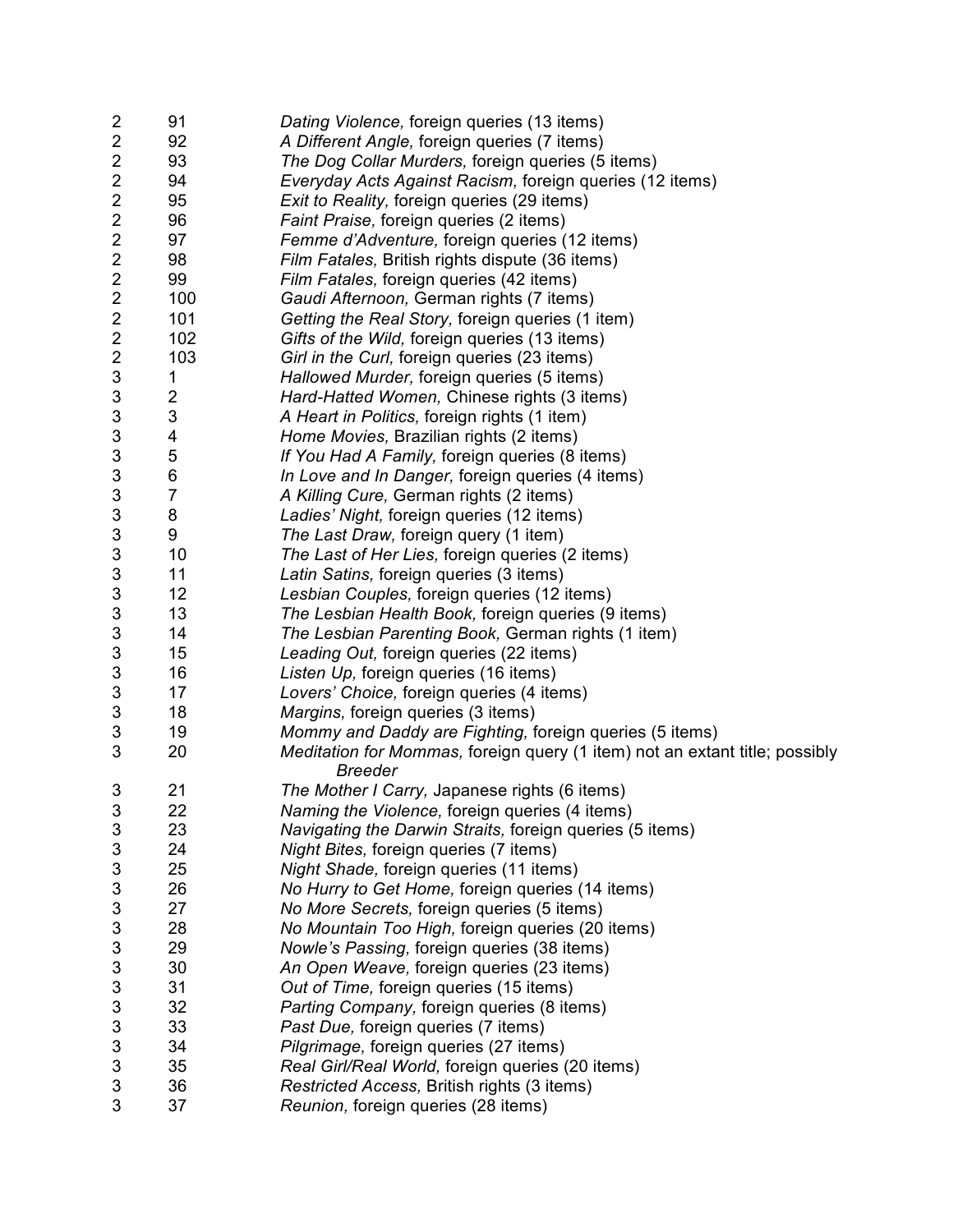| | | |
|---|---|---|
| 2 | 91 | *Dating Violence,* foreign queries (13 items) |
| 2 | 92 | *A Different Angle,* foreign queries (7 items) |
| 2 | 93 | *The Dog Collar Murders,* foreign queries (5 items) |
| 2 | 94 | *Everyday Acts Against Racism,* foreign queries (12 items) |
| 2 | 95 | *Exit to Reality,* foreign queries (29 items) |
| 2 | 96 | *Faint Praise,* foreign queries (2 items) |
| 2 | 97 | *Femme d'Adventure,* foreign queries (12 items) |
| 2 | 98 | *Film Fatales,* British rights dispute (36 items) |
| 2 | 99 | *Film Fatales,* foreign queries (42 items) |
| 2 | 100 | *Gaudi Afternoon,* German rights (7 items) |
| 2 | 101 | *Getting the Real Story,* foreign queries (1 item) |
| 2 | 102 | *Gifts of the Wild,* foreign queries (13 items) |
| 2 | 103 | *Girl in the Curl,* foreign queries (23 items) |
| 3 | 1 | *Hallowed Murder,* foreign queries (5 items) |
| 3 | 2 | *Hard-Hatted Women,* Chinese rights (3 items) |
| 3 | 3 | *A Heart in Politics,* foreign rights (1 item) |
| 3 | 4 | *Home Movies,* Brazilian rights (2 items) |
| 3 | 5 | *If You Had A Family,* foreign queries (8 items) |
| 3 | 6 | *In Love and In Danger,* foreign queries (4 items) |
| 3 | 7 | *A Killing Cure,* German rights (2 items) |
| 3 | 8 | *Ladies' Night,* foreign queries (12 items) |
| 3 | 9 | *The Last Draw,* foreign query (1 item) |
| 3 | 10 | *The Last of Her Lies,* foreign queries (2 items) |
| 3 | 11 | *Latin Satins,* foreign queries (3 items) |
| 3 | 12 | *Lesbian Couples,* foreign queries (12 items) |
| 3 | 13 | *The Lesbian Health Book,* foreign queries (9 items) |
| 3 | 14 | *The Lesbian Parenting Book,* German rights (1 item) |
| 3 | 15 | *Leading Out,* foreign queries (22 items) |
| 3 | 16 | *Listen Up,* foreign queries (16 items) |
| 3 | 17 | *Lovers' Choice,* foreign queries (4 items) |
| 3 | 18 | *Margins,* foreign queries (3 items) |
| 3 | 19 | *Mommy and Daddy are Fighting,* foreign queries (5 items) |
| 3 | 20 | *Meditation for Mommas,* foreign query (1 item) not an extant title; possibly *Breeder* |
| 3 | 21 | *The Mother I Carry,* Japanese rights (6 items) |
| 3 | 22 | *Naming the Violence,* foreign queries (4 items) |
| 3 | 23 | *Navigating the Darwin Straits,* foreign queries (5 items) |
| 3 | 24 | *Night Bites,* foreign queries (7 items) |
| 3 | 25 | *Night Shade,* foreign queries (11 items) |
| 3 | 26 | *No Hurry to Get Home,* foreign queries (14 items) |
| 3 | 27 | *No More Secrets,* foreign queries (5 items) |
| 3 | 28 | *No Mountain Too High,* foreign queries (20 items) |
| 3 | 29 | *Nowle's Passing,* foreign queries (38 items) |
| 3 | 30 | *An Open Weave,* foreign queries (23 items) |
| 3 | 31 | *Out of Time,* foreign queries (15 items) |
| 3 | 32 | *Parting Company,* foreign queries (8 items) |
| 3 | 33 | *Past Due,* foreign queries (7 items) |
| 3 | 34 | *Pilgrimage,* foreign queries (27 items) |
| 3 | 35 | *Real Girl/Real World,* foreign queries (20 items) |
| 3 | 36 | *Restricted Access,* British rights (3 items) |
| 3 | 37 | *Reunion,* foreign queries (28 items) |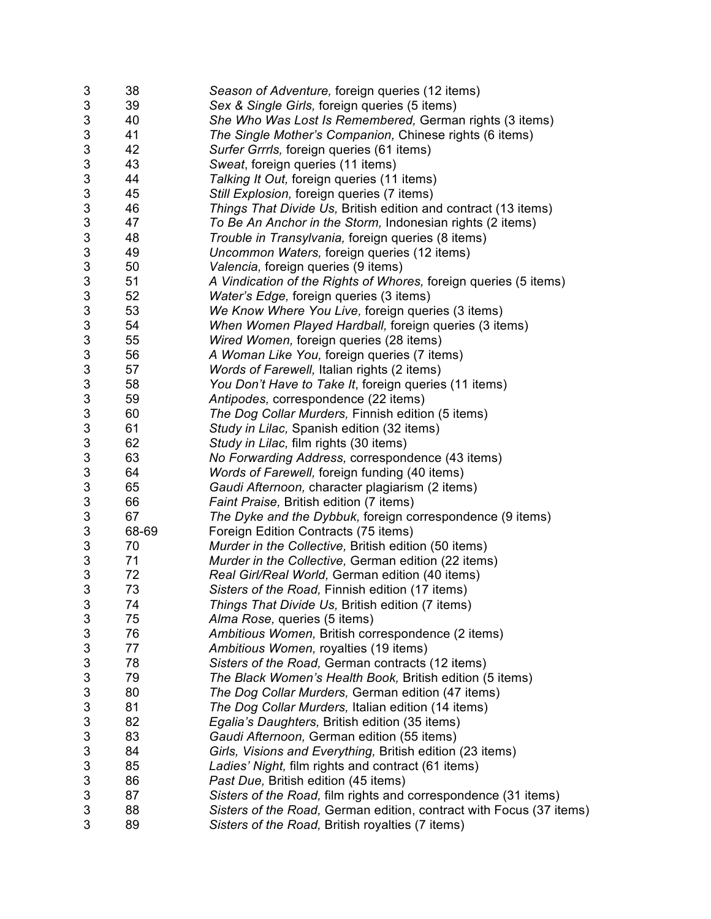| | | |
|---|---|---|
| 3 | 38 | *Season of Adventure,* foreign queries (12 items) |
| 3 | 39 | *Sex & Single Girls,* foreign queries (5 items) |
| 3 | 40 | *She Who Was Lost Is Remembered,* German rights (3 items) |
| 3 | 41 | *The Single Mother's Companion,* Chinese rights (6 items) |
| 3 | 42 | *Surfer Grrrls,* foreign queries (61 items) |
| 3 | 43 | *Sweat*, foreign queries (11 items) |
| 3 | 44 | *Talking It Out,* foreign queries (11 items) |
| 3 | 45 | *Still Explosion,* foreign queries (7 items) |
| 3 | 46 | *Things That Divide Us,* British edition and contract (13 items) |
| 3 | 47 | *To Be An Anchor in the Storm,* Indonesian rights (2 items) |
| 3 | 48 | *Trouble in Transylvania,* foreign queries (8 items) |
| 3 | 49 | *Uncommon Waters,* foreign queries (12 items) |
| 3 | 50 | *Valencia,* foreign queries (9 items) |
| 3 | 51 | *A Vindication of the Rights of Whores,* foreign queries (5 items) |
| 3 | 52 | *Water's Edge,* foreign queries (3 items) |
| 3 | 53 | *We Know Where You Live,* foreign queries (3 items) |
| 3 | 54 | *When Women Played Hardball,* foreign queries (3 items) |
| 3 | 55 | *Wired Women,* foreign queries (28 items) |
| 3 | 56 | *A Woman Like You,* foreign queries (7 items) |
| 3 | 57 | *Words of Farewell,* Italian rights (2 items) |
| 3 | 58 | *You Don't Have to Take It*, foreign queries (11 items) |
| 3 | 59 | *Antipodes,* correspondence (22 items) |
| 3 | 60 | *The Dog Collar Murders,* Finnish edition (5 items) |
| 3 | 61 | *Study in Lilac,* Spanish edition (32 items) |
| 3 | 62 | *Study in Lilac,* film rights (30 items) |
| 3 | 63 | *No Forwarding Address,* correspondence (43 items) |
| 3 | 64 | *Words of Farewell,* foreign funding (40 items) |
| 3 | 65 | *Gaudi Afternoon,* character plagiarism (2 items) |
| 3 | 66 | *Faint Praise,* British edition (7 items) |
| 3 | 67 | *The Dyke and the Dybbuk,* foreign correspondence (9 items) |
| 3 | 68-69 | Foreign Edition Contracts (75 items) |
| 3 | 70 | *Murder in the Collective,* British edition (50 items) |
| 3 | 71 | *Murder in the Collective,* German edition (22 items) |
| 3 | 72 | *Real Girl/Real World,* German edition (40 items) |
| 3 | 73 | *Sisters of the Road,* Finnish edition (17 items) |
| 3 | 74 | *Things That Divide Us,* British edition (7 items) |
| 3 | 75 | *Alma Rose,* queries (5 items) |
| 3 | 76 | *Ambitious Women,* British correspondence (2 items) |
| 3 | 77 | *Ambitious Women,* royalties (19 items) |
| 3 | 78 | *Sisters of the Road,* German contracts (12 items) |
| 3 | 79 | *The Black Women's Health Book,* British edition (5 items) |
| 3 | 80 | *The Dog Collar Murders,* German edition (47 items) |
| 3 | 81 | *The Dog Collar Murders,* Italian edition (14 items) |
| 3 | 82 | *Egalia's Daughters,* British edition (35 items) |
| 3 | 83 | *Gaudi Afternoon,* German edition (55 items) |
| 3 | 84 | *Girls, Visions and Everything,* British edition (23 items) |
| 3 | 85 | *Ladies' Night,* film rights and contract (61 items) |
| 3 | 86 | *Past Due,* British edition (45 items) |
| 3 | 87 | *Sisters of the Road,* film rights and correspondence (31 items) |
| 3 | 88 | *Sisters of the Road,* German edition, contract with Focus (37 items) |
| 3 | 89 | *Sisters of the Road,* British royalties (7 items) |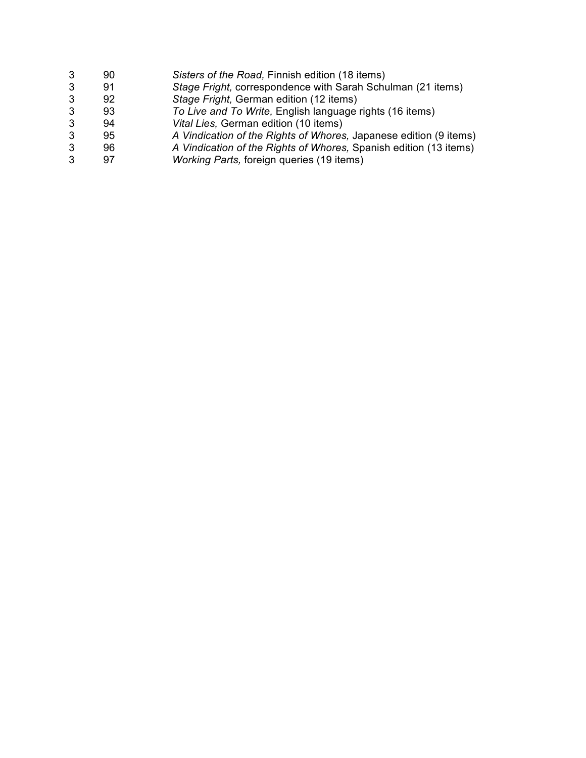| | | |
|---|---|---|
| 3 | 90 | *Sisters of the Road,* Finnish edition (18 items) |
| 3 | 91 | *Stage Fright,* correspondence with Sarah Schulman (21 items) |
| 3 | 92 | *Stage Fright,* German edition (12 items) |
| 3 | 93 | *To Live and To Write,* English language rights (16 items) |
| 3 | 94 | *Vital Lies,* German edition (10 items) |
| 3 | 95 | *A Vindication of the Rights of Whores,* Japanese edition (9 items) |
| 3 | 96 | *A Vindication of the Rights of Whores,* Spanish edition (13 items) |
| 3 | 97 | *Working Parts,* foreign queries (19 items) |